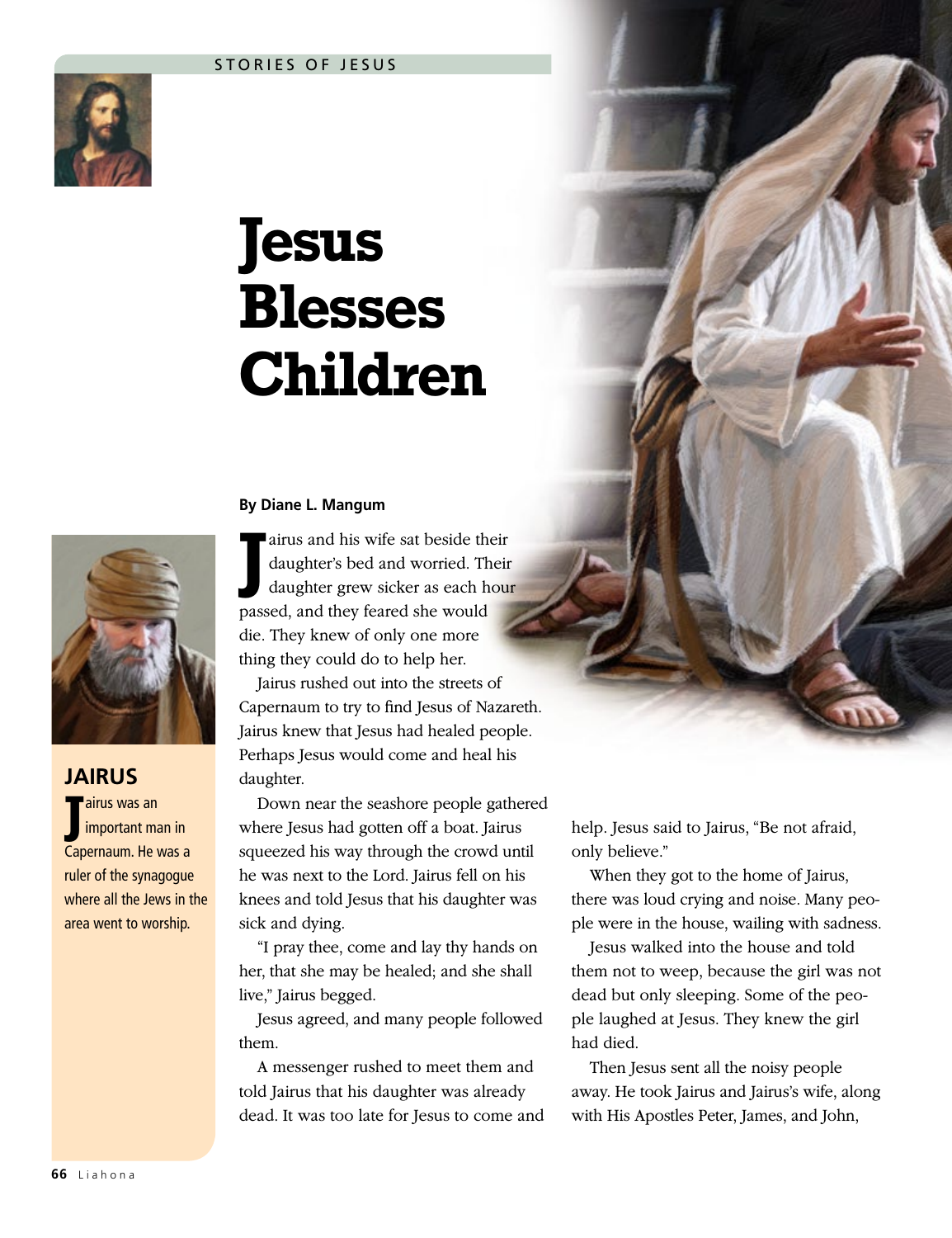STORIES OF JESUS

# Jesus Blesses Children

**By Diane L. Mangum**

Jairus and his wife sat beside their daughter's bed and worried. Their daughter grew sicker as each hour passed, and they feared she would die. They knew of only one more thing they could do to help her.

Jairus rushed out into the streets of Capernaum to try to find Jesus of Nazareth. Jairus knew that Jesus had healed people. Perhaps Jesus would come and heal his daughter.

Down near the seashore people gathered where Jesus had gotten off a boat. Jairus squeezed his way through the crowd until he was next to the Lord. Jairus fell on his knees and told Jesus that his daughter was sick and dying.

"I pray thee, come and lay thy hands on her, that she may be healed; and she shall live," Jairus begged.

Jesus agreed, and many people followed them.

A messenger rushed to meet them and told Jairus that his daughter was already dead. It was too late for Jesus to come and help. Jesus said to Jairus, "Be not afraid, only believe."

When they got to the home of Jairus, there was loud crying and noise. Many people were in the house, wailing with sadness.

Jesus walked into the house and told them not to weep, because the girl was not dead but only sleeping. Some of the people laughed at Jesus. They knew the girl had died.

Then Jesus sent all the noisy people away. He took Jairus and Jairus's wife, along with His Apostles Peter, James, and John,

## JAIRUS

Jairus was an important man in Capernaum. He was a ruler of the synagogue where all the Jews in the area went to worship.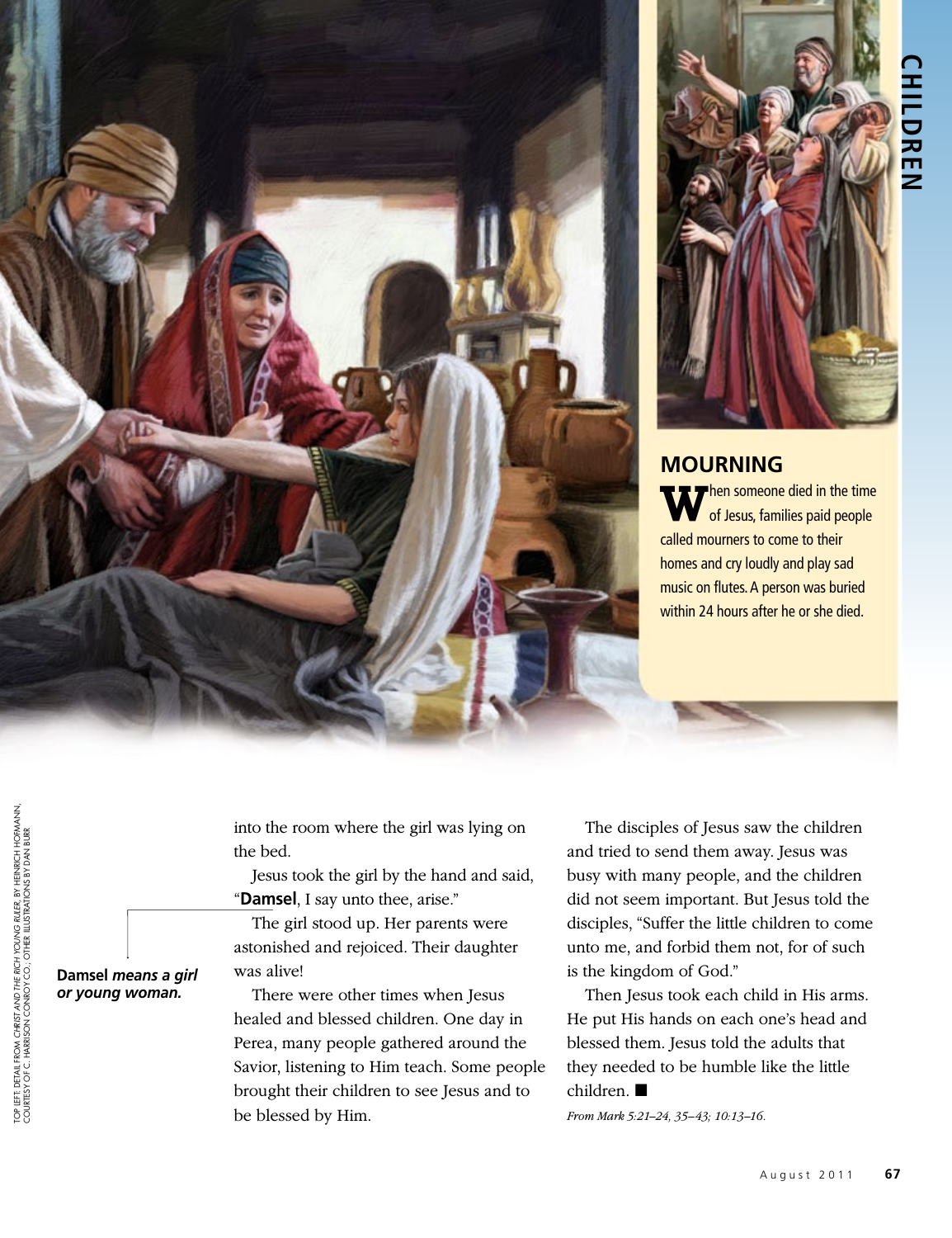## MOURNING

**W**hen someone died in the time of Jesus, families paid people called mourners to come to their homes and cry loudly and play sad music on flutes. A person was buried within 24 hours after he or she died.

into the room where the girl was lying on the bed.

Jesus took the girl by the hand and said, "**Damsel**, I say unto thee, arise."

**Damsel** *means a girl or young woman.*

The girl stood up. Her parents were astonished and rejoiced. Their daughter was alive!

There were other times when Jesus healed and blessed children. One day in Perea, many people gathered around the Savior, listening to Him teach. Some people brought their children to see Jesus and to be blessed by Him.

The disciples of Jesus saw the children and tried to send them away. Jesus was busy with many people, and the children did not seem important. But Jesus told the disciples, "Suffer the little children to come unto me, and forbid them not, for of such is the kingdom of God."

Then Jesus took each child in His arms. He put His hands on each one's head and blessed them. Jesus told the adults that they needed to be humble like the little children. ■

*From Mark 5:21–24, 35–43; 10:13–16.*

TOP LEFT: DETAIL FROM *CHRIST AND THE RICH YOUNG RULER*, BY HEINRICH HOFMANN, COURTESY OF C. HARRISON CONROY CO.; OTHER ILLUSTRATIONS BY DAN BURR